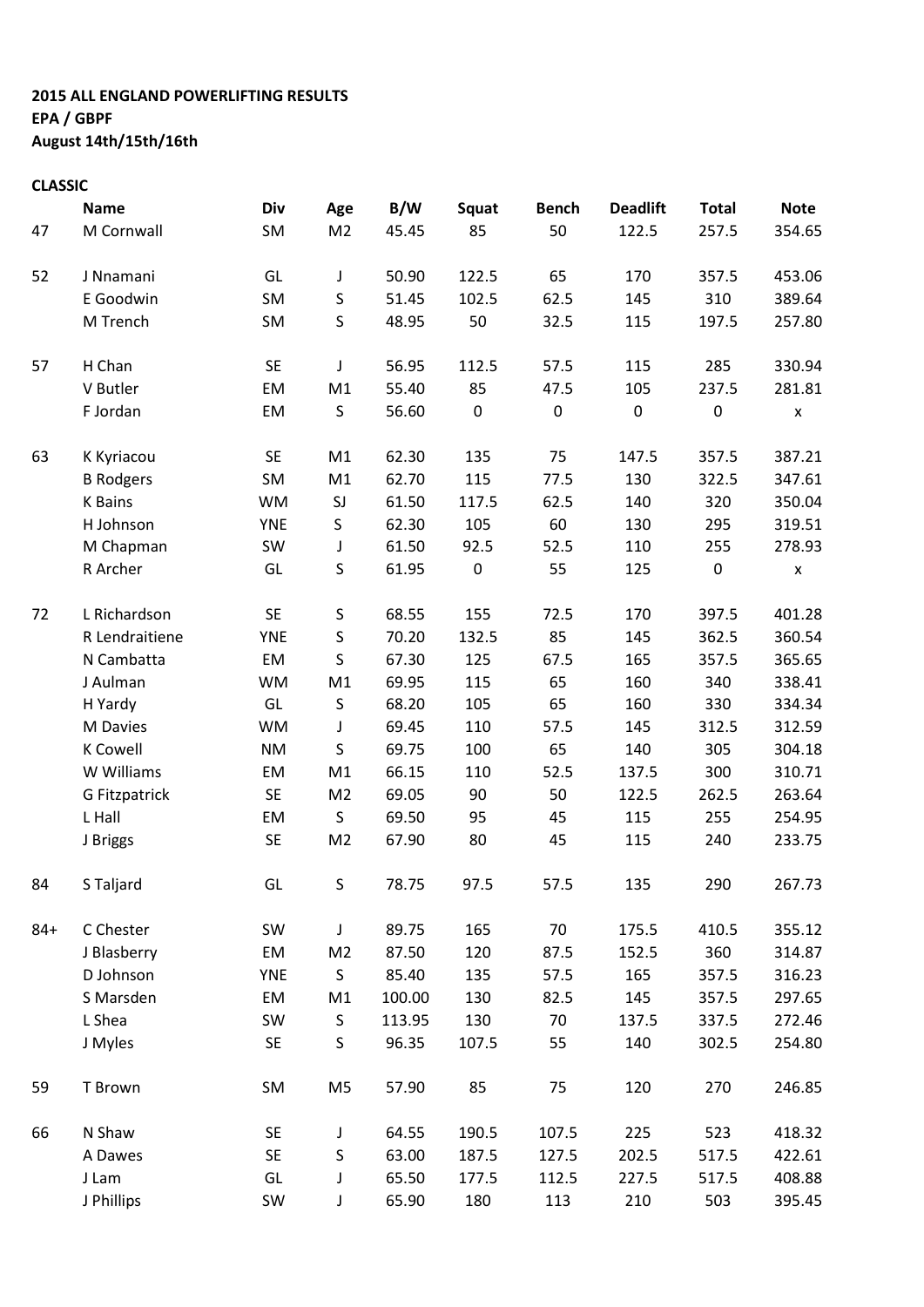**2015 ALL ENGLAND POWERLIFTING RESULTS**
**EPA / GBPF**
**August 14th/15th/16th**

**CLASSIC**

| | Name | Div | Age | B/W | Squat | Bench | Deadlift | Total | Note |
|---|---|---|---|---|---|---|---|---|---|
| 47 | M Cornwall | SM | M2 | 45.45 | 85 | 50 | 122.5 | 257.5 | 354.65 |
| | | | | | | | | | |
| 52 | J Nnamani | GL | J | 50.90 | 122.5 | 65 | 170 | 357.5 | 453.06 |
| | E Goodwin | SM | S | 51.45 | 102.5 | 62.5 | 145 | 310 | 389.64 |
| | M Trench | SM | S | 48.95 | 50 | 32.5 | 115 | 197.5 | 257.80 |
| | | | | | | | | | |
| 57 | H Chan | SE | J | 56.95 | 112.5 | 57.5 | 115 | 285 | 330.94 |
| | V Butler | EM | M1 | 55.40 | 85 | 47.5 | 105 | 237.5 | 281.81 |
| | F Jordan | EM | S | 56.60 | 0 | 0 | 0 | 0 | x |
| | | | | | | | | | |
| 63 | K Kyriacou | SE | M1 | 62.30 | 135 | 75 | 147.5 | 357.5 | 387.21 |
| | B Rodgers | SM | M1 | 62.70 | 115 | 77.5 | 130 | 322.5 | 347.61 |
| | K Bains | WM | SJ | 61.50 | 117.5 | 62.5 | 140 | 320 | 350.04 |
| | H Johnson | YNE | S | 62.30 | 105 | 60 | 130 | 295 | 319.51 |
| | M Chapman | SW | J | 61.50 | 92.5 | 52.5 | 110 | 255 | 278.93 |
| | R Archer | GL | S | 61.95 | 0 | 55 | 125 | 0 | x |
| | | | | | | | | | |
| 72 | L Richardson | SE | S | 68.55 | 155 | 72.5 | 170 | 397.5 | 401.28 |
| | R Lendraitiene | YNE | S | 70.20 | 132.5 | 85 | 145 | 362.5 | 360.54 |
| | N Cambatta | EM | S | 67.30 | 125 | 67.5 | 165 | 357.5 | 365.65 |
| | J Aulman | WM | M1 | 69.95 | 115 | 65 | 160 | 340 | 338.41 |
| | H Yardy | GL | S | 68.20 | 105 | 65 | 160 | 330 | 334.34 |
| | M Davies | WM | J | 69.45 | 110 | 57.5 | 145 | 312.5 | 312.59 |
| | K Cowell | NM | S | 69.75 | 100 | 65 | 140 | 305 | 304.18 |
| | W Williams | EM | M1 | 66.15 | 110 | 52.5 | 137.5 | 300 | 310.71 |
| | G Fitzpatrick | SE | M2 | 69.05 | 90 | 50 | 122.5 | 262.5 | 263.64 |
| | L Hall | EM | S | 69.50 | 95 | 45 | 115 | 255 | 254.95 |
| | J Briggs | SE | M2 | 67.90 | 80 | 45 | 115 | 240 | 233.75 |
| | | | | | | | | | |
| 84 | S Taljard | GL | S | 78.75 | 97.5 | 57.5 | 135 | 290 | 267.73 |
| | | | | | | | | | |
| 84+ | C Chester | SW | J | 89.75 | 165 | 70 | 175.5 | 410.5 | 355.12 |
| | J Blasberry | EM | M2 | 87.50 | 120 | 87.5 | 152.5 | 360 | 314.87 |
| | D Johnson | YNE | S | 85.40 | 135 | 57.5 | 165 | 357.5 | 316.23 |
| | S Marsden | EM | M1 | 100.00 | 130 | 82.5 | 145 | 357.5 | 297.65 |
| | L Shea | SW | S | 113.95 | 130 | 70 | 137.5 | 337.5 | 272.46 |
| | J Myles | SE | S | 96.35 | 107.5 | 55 | 140 | 302.5 | 254.80 |
| | | | | | | | | | |
| 59 | T Brown | SM | M5 | 57.90 | 85 | 75 | 120 | 270 | 246.85 |
| | | | | | | | | | |
| 66 | N Shaw | SE | J | 64.55 | 190.5 | 107.5 | 225 | 523 | 418.32 |
| | A Dawes | SE | S | 63.00 | 187.5 | 127.5 | 202.5 | 517.5 | 422.61 |
| | J Lam | GL | J | 65.50 | 177.5 | 112.5 | 227.5 | 517.5 | 408.88 |
| | J Phillips | SW | J | 65.90 | 180 | 113 | 210 | 503 | 395.45 |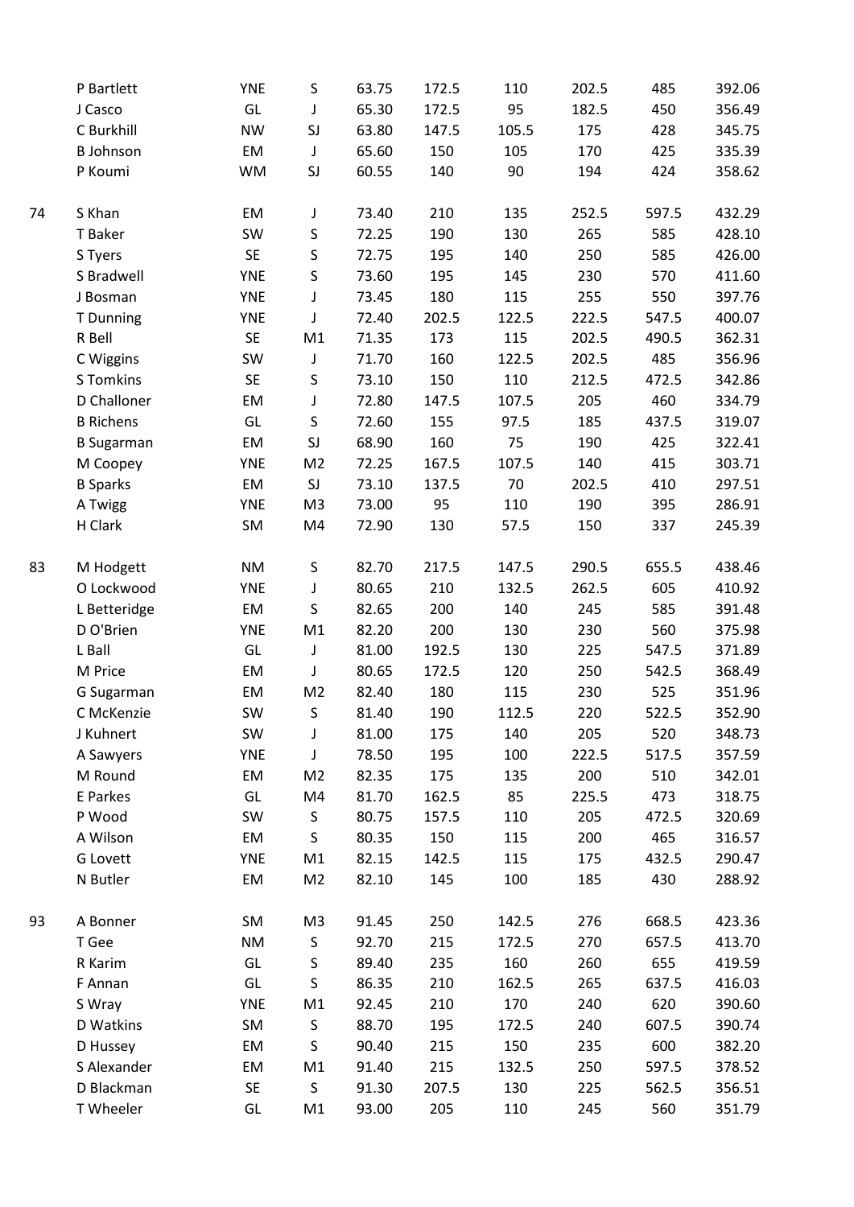| | | | | | | | | | |
|---|---|---|---|---|---|---|---|---|---|
| | P Bartlett | YNE | S | 63.75 | 172.5 | 110 | 202.5 | 485 | 392.06 |
| | J Casco | GL | J | 65.30 | 172.5 | 95 | 182.5 | 450 | 356.49 |
| | C Burkhill | NW | SJ | 63.80 | 147.5 | 105.5 | 175 | 428 | 345.75 |
| | B Johnson | EM | J | 65.60 | 150 | 105 | 170 | 425 | 335.39 |
| | P Koumi | WM | SJ | 60.55 | 140 | 90 | 194 | 424 | 358.62 |
| | | | | | | | | | |
| 74 | S Khan | EM | J | 73.40 | 210 | 135 | 252.5 | 597.5 | 432.29 |
| | T Baker | SW | S | 72.25 | 190 | 130 | 265 | 585 | 428.10 |
| | S Tyers | SE | S | 72.75 | 195 | 140 | 250 | 585 | 426.00 |
| | S Bradwell | YNE | S | 73.60 | 195 | 145 | 230 | 570 | 411.60 |
| | J Bosman | YNE | J | 73.45 | 180 | 115 | 255 | 550 | 397.76 |
| | T Dunning | YNE | J | 72.40 | 202.5 | 122.5 | 222.5 | 547.5 | 400.07 |
| | R Bell | SE | M1 | 71.35 | 173 | 115 | 202.5 | 490.5 | 362.31 |
| | C Wiggins | SW | J | 71.70 | 160 | 122.5 | 202.5 | 485 | 356.96 |
| | S Tomkins | SE | S | 73.10 | 150 | 110 | 212.5 | 472.5 | 342.86 |
| | D Challoner | EM | J | 72.80 | 147.5 | 107.5 | 205 | 460 | 334.79 |
| | B Richens | GL | S | 72.60 | 155 | 97.5 | 185 | 437.5 | 319.07 |
| | B Sugarman | EM | SJ | 68.90 | 160 | 75 | 190 | 425 | 322.41 |
| | M Coopey | YNE | M2 | 72.25 | 167.5 | 107.5 | 140 | 415 | 303.71 |
| | B Sparks | EM | SJ | 73.10 | 137.5 | 70 | 202.5 | 410 | 297.51 |
| | A Twigg | YNE | M3 | 73.00 | 95 | 110 | 190 | 395 | 286.91 |
| | H Clark | SM | M4 | 72.90 | 130 | 57.5 | 150 | 337 | 245.39 |
| | | | | | | | | | |
| 83 | M Hodgett | NM | S | 82.70 | 217.5 | 147.5 | 290.5 | 655.5 | 438.46 |
| | O Lockwood | YNE | J | 80.65 | 210 | 132.5 | 262.5 | 605 | 410.92 |
| | L Betteridge | EM | S | 82.65 | 200 | 140 | 245 | 585 | 391.48 |
| | D O'Brien | YNE | M1 | 82.20 | 200 | 130 | 230 | 560 | 375.98 |
| | L Ball | GL | J | 81.00 | 192.5 | 130 | 225 | 547.5 | 371.89 |
| | M Price | EM | J | 80.65 | 172.5 | 120 | 250 | 542.5 | 368.49 |
| | G Sugarman | EM | M2 | 82.40 | 180 | 115 | 230 | 525 | 351.96 |
| | C McKenzie | SW | S | 81.40 | 190 | 112.5 | 220 | 522.5 | 352.90 |
| | J Kuhnert | SW | J | 81.00 | 175 | 140 | 205 | 520 | 348.73 |
| | A Sawyers | YNE | J | 78.50 | 195 | 100 | 222.5 | 517.5 | 357.59 |
| | M Round | EM | M2 | 82.35 | 175 | 135 | 200 | 510 | 342.01 |
| | E Parkes | GL | M4 | 81.70 | 162.5 | 85 | 225.5 | 473 | 318.75 |
| | P Wood | SW | S | 80.75 | 157.5 | 110 | 205 | 472.5 | 320.69 |
| | A Wilson | EM | S | 80.35 | 150 | 115 | 200 | 465 | 316.57 |
| | G Lovett | YNE | M1 | 82.15 | 142.5 | 115 | 175 | 432.5 | 290.47 |
| | N Butler | EM | M2 | 82.10 | 145 | 100 | 185 | 430 | 288.92 |
| | | | | | | | | | |
| 93 | A Bonner | SM | M3 | 91.45 | 250 | 142.5 | 276 | 668.5 | 423.36 |
| | T Gee | NM | S | 92.70 | 215 | 172.5 | 270 | 657.5 | 413.70 |
| | R Karim | GL | S | 89.40 | 235 | 160 | 260 | 655 | 419.59 |
| | F Annan | GL | S | 86.35 | 210 | 162.5 | 265 | 637.5 | 416.03 |
| | S Wray | YNE | M1 | 92.45 | 210 | 170 | 240 | 620 | 390.60 |
| | D Watkins | SM | S | 88.70 | 195 | 172.5 | 240 | 607.5 | 390.74 |
| | D Hussey | EM | S | 90.40 | 215 | 150 | 235 | 600 | 382.20 |
| | S Alexander | EM | M1 | 91.40 | 215 | 132.5 | 250 | 597.5 | 378.52 |
| | D Blackman | SE | S | 91.30 | 207.5 | 130 | 225 | 562.5 | 356.51 |
| | T Wheeler | GL | M1 | 93.00 | 205 | 110 | 245 | 560 | 351.79 |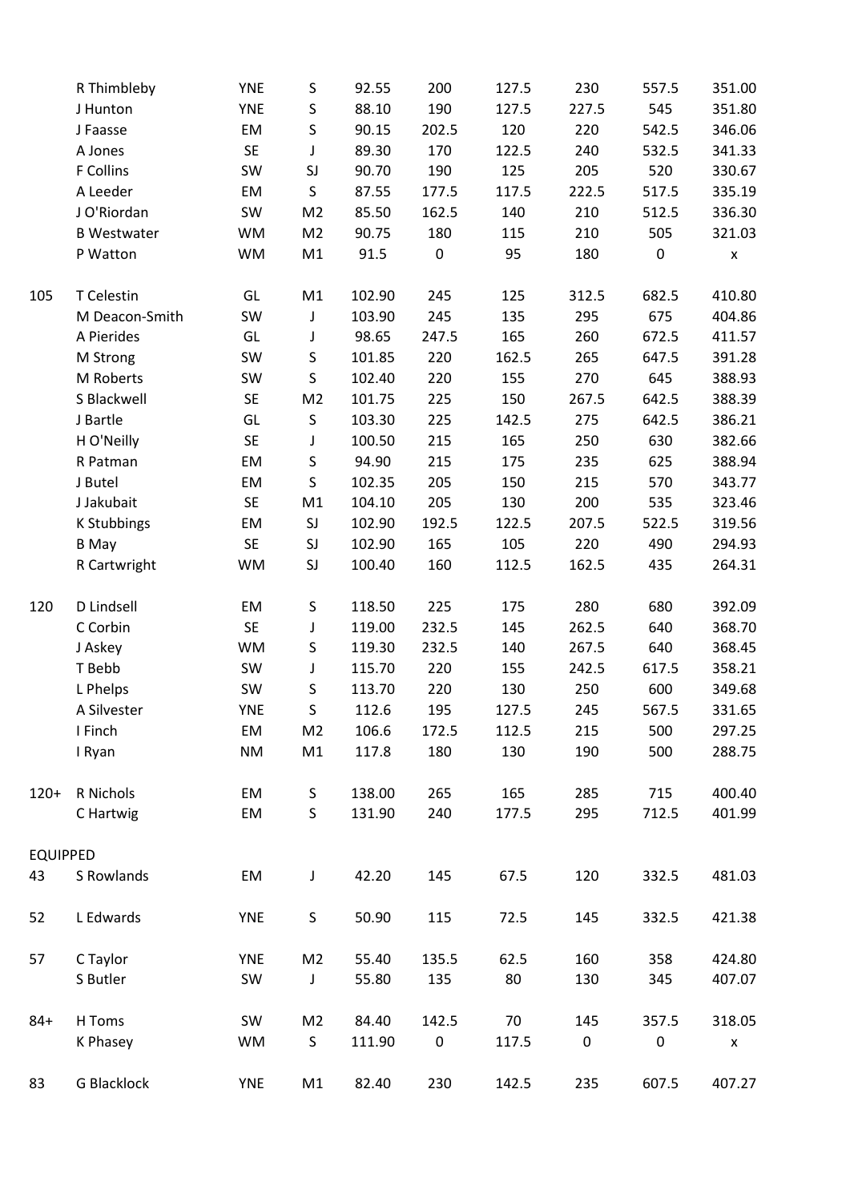| | | | | | | | | | |
|---|---|---|---|---|---|---|---|---|---|
| | R Thimbleby | YNE | S | 92.55 | 200 | 127.5 | 230 | 557.5 | 351.00 |
| | J Hunton | YNE | S | 88.10 | 190 | 127.5 | 227.5 | 545 | 351.80 |
| | J Faasse | EM | S | 90.15 | 202.5 | 120 | 220 | 542.5 | 346.06 |
| | A Jones | SE | J | 89.30 | 170 | 122.5 | 240 | 532.5 | 341.33 |
| | F Collins | SW | SJ | 90.70 | 190 | 125 | 205 | 520 | 330.67 |
| | A Leeder | EM | S | 87.55 | 177.5 | 117.5 | 222.5 | 517.5 | 335.19 |
| | J O'Riordan | SW | M2 | 85.50 | 162.5 | 140 | 210 | 512.5 | 336.30 |
| | B Westwater | WM | M2 | 90.75 | 180 | 115 | 210 | 505 | 321.03 |
| | P Watton | WM | M1 | 91.5 | 0 | 95 | 180 | 0 | x |
| | | | | | | | | | |
| 105 | T Celestin | GL | M1 | 102.90 | 245 | 125 | 312.5 | 682.5 | 410.80 |
| | M Deacon-Smith | SW | J | 103.90 | 245 | 135 | 295 | 675 | 404.86 |
| | A Pierides | GL | J | 98.65 | 247.5 | 165 | 260 | 672.5 | 411.57 |
| | M Strong | SW | S | 101.85 | 220 | 162.5 | 265 | 647.5 | 391.28 |
| | M Roberts | SW | S | 102.40 | 220 | 155 | 270 | 645 | 388.93 |
| | S Blackwell | SE | M2 | 101.75 | 225 | 150 | 267.5 | 642.5 | 388.39 |
| | J Bartle | GL | S | 103.30 | 225 | 142.5 | 275 | 642.5 | 386.21 |
| | H O'Neilly | SE | J | 100.50 | 215 | 165 | 250 | 630 | 382.66 |
| | R Patman | EM | S | 94.90 | 215 | 175 | 235 | 625 | 388.94 |
| | J Butel | EM | S | 102.35 | 205 | 150 | 215 | 570 | 343.77 |
| | J Jakubait | SE | M1 | 104.10 | 205 | 130 | 200 | 535 | 323.46 |
| | K Stubbings | EM | SJ | 102.90 | 192.5 | 122.5 | 207.5 | 522.5 | 319.56 |
| | B May | SE | SJ | 102.90 | 165 | 105 | 220 | 490 | 294.93 |
| | R Cartwright | WM | SJ | 100.40 | 160 | 112.5 | 162.5 | 435 | 264.31 |
| | | | | | | | | | |
| 120 | D Lindsell | EM | S | 118.50 | 225 | 175 | 280 | 680 | 392.09 |
| | C Corbin | SE | J | 119.00 | 232.5 | 145 | 262.5 | 640 | 368.70 |
| | J Askey | WM | S | 119.30 | 232.5 | 140 | 267.5 | 640 | 368.45 |
| | T Bebb | SW | J | 115.70 | 220 | 155 | 242.5 | 617.5 | 358.21 |
| | L Phelps | SW | S | 113.70 | 220 | 130 | 250 | 600 | 349.68 |
| | A Silvester | YNE | S | 112.6 | 195 | 127.5 | 245 | 567.5 | 331.65 |
| | I Finch | EM | M2 | 106.6 | 172.5 | 112.5 | 215 | 500 | 297.25 |
| | I Ryan | NM | M1 | 117.8 | 180 | 130 | 190 | 500 | 288.75 |
| | | | | | | | | | |
| 120+ | R Nichols | EM | S | 138.00 | 265 | 165 | 285 | 715 | 400.40 |
| | C Hartwig | EM | S | 131.90 | 240 | 177.5 | 295 | 712.5 | 401.99 |
| | | | | | | | | | |
| EQUIPPED | | | | | | | | | |
| 43 | S Rowlands | EM | J | 42.20 | 145 | 67.5 | 120 | 332.5 | 481.03 |
| | | | | | | | | | |
| 52 | L Edwards | YNE | S | 50.90 | 115 | 72.5 | 145 | 332.5 | 421.38 |
| | | | | | | | | | |
| 57 | C Taylor | YNE | M2 | 55.40 | 135.5 | 62.5 | 160 | 358 | 424.80 |
| | S Butler | SW | J | 55.80 | 135 | 80 | 130 | 345 | 407.07 |
| | | | | | | | | | |
| 84+ | H Toms | SW | M2 | 84.40 | 142.5 | 70 | 145 | 357.5 | 318.05 |
| | K Phasey | WM | S | 111.90 | 0 | 117.5 | 0 | 0 | x |
| | | | | | | | | | |
| 83 | G Blacklock | YNE | M1 | 82.40 | 230 | 142.5 | 235 | 607.5 | 407.27 |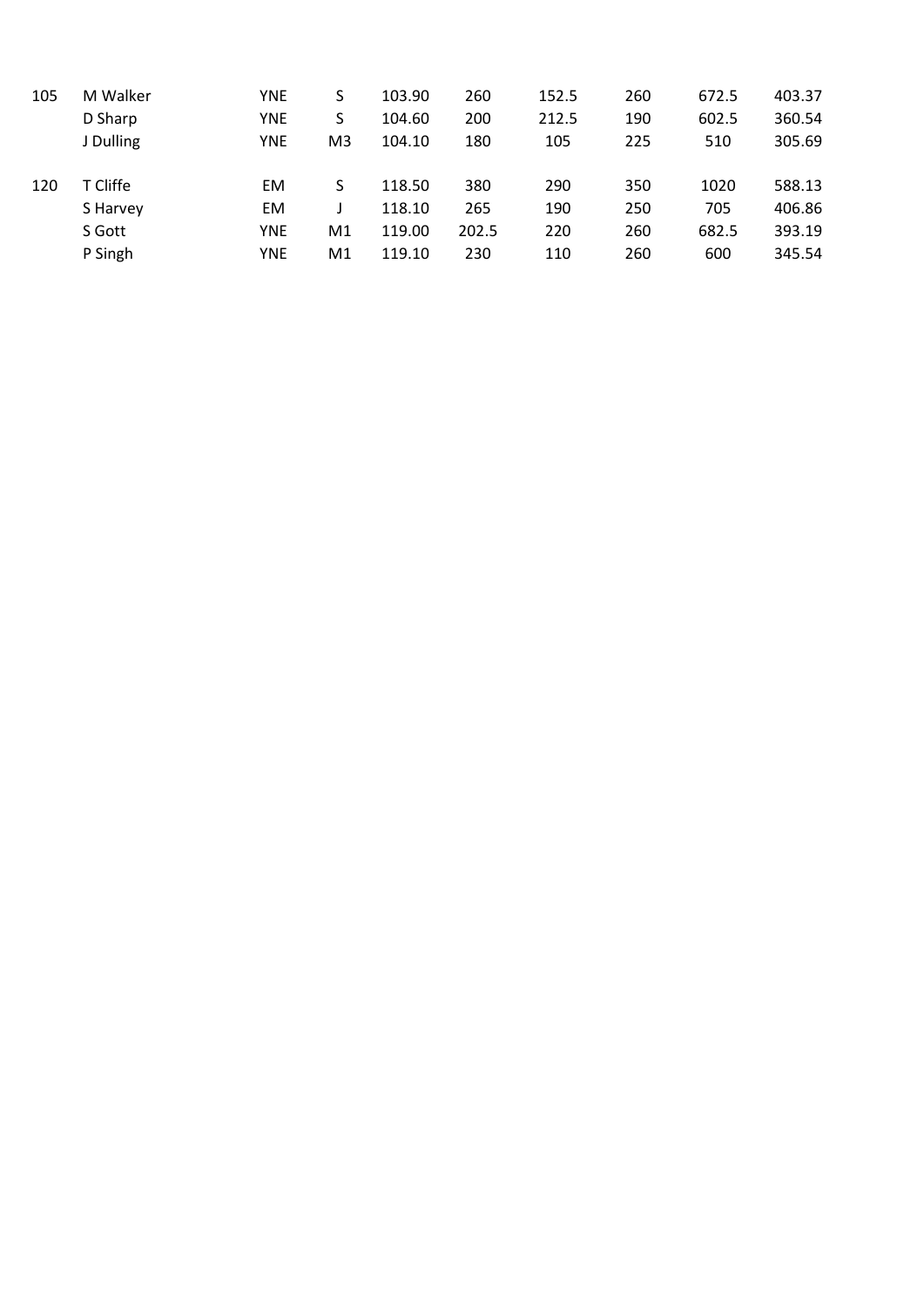| | | | | | | | | | |
|---|---|---|---|---|---|---|---|---|---|
| 105 | M Walker | YNE | S | 103.90 | 260 | 152.5 | 260 | 672.5 | 403.37 |
| | D Sharp | YNE | S | 104.60 | 200 | 212.5 | 190 | 602.5 | 360.54 |
| | J Dulling | YNE | M3 | 104.10 | 180 | 105 | 225 | 510 | 305.69 |
| | | | | | | | | | |
| 120 | T Cliffe | EM | S | 118.50 | 380 | 290 | 350 | 1020 | 588.13 |
| | S Harvey | EM | J | 118.10 | 265 | 190 | 250 | 705 | 406.86 |
| | S Gott | YNE | M1 | 119.00 | 202.5 | 220 | 260 | 682.5 | 393.19 |
| | P Singh | YNE | M1 | 119.10 | 230 | 110 | 260 | 600 | 345.54 |